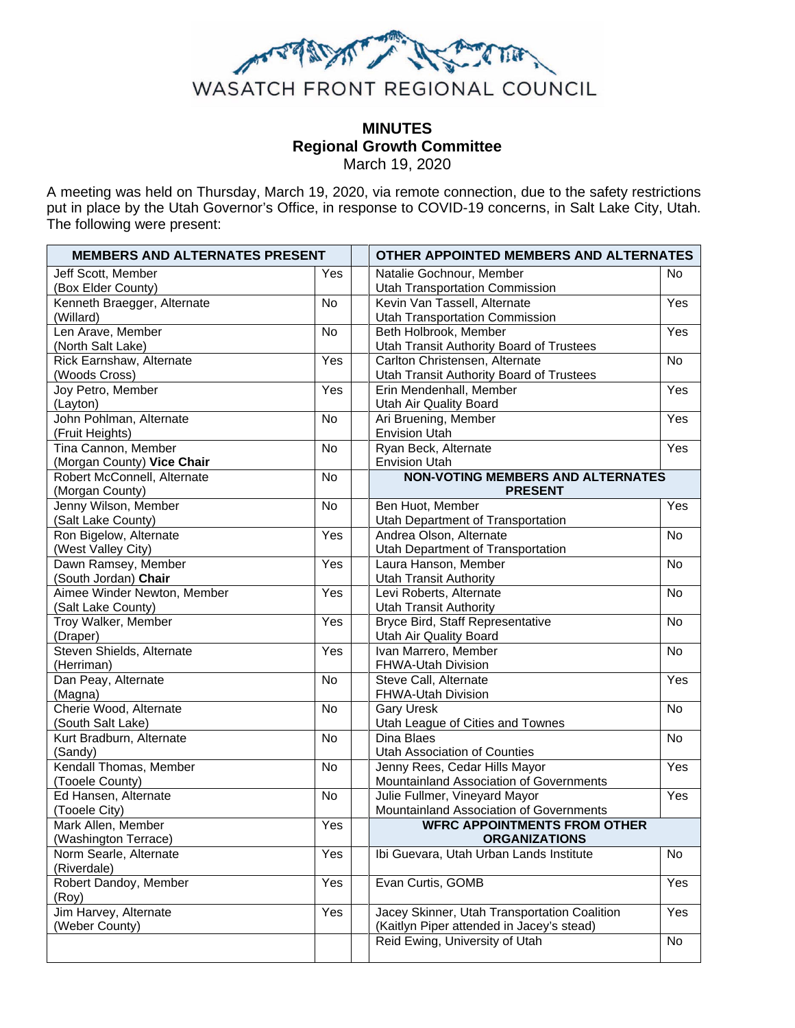WASATCH FRONT REGIONAL COUNCIL

# MINUTES
## Regional Growth Committee
March 19, 2020

A meeting was held on Thursday, March 19, 2020, via remote connection, due to the safety restrictions put in place by the Utah Governor's Office, in response to COVID-19 concerns, in Salt Lake City, Utah. The following were present:

| MEMBERS AND ALTERNATES PRESENT | | | OTHER APPOINTED MEMBERS AND ALTERNATES | |
|---|---|---|---|---|
| Jeff Scott, Member (Box Elder County) | Yes | | Natalie Gochnour, Member Utah Transportation Commission | No |
| Kenneth Braegger, Alternate (Willard) | No | | Kevin Van Tassell, Alternate Utah Transportation Commission | Yes |
| Len Arave, Member (North Salt Lake) | No | | Beth Holbrook, Member Utah Transit Authority Board of Trustees | Yes |
| Rick Earnshaw, Alternate (Woods Cross) | Yes | | Carlton Christensen, Alternate Utah Transit Authority Board of Trustees | No |
| Joy Petro, Member (Layton) | Yes | | Erin Mendenhall, Member Utah Air Quality Board | Yes |
| John Pohlman, Alternate (Fruit Heights) | No | | Ari Bruening, Member Envision Utah | Yes |
| Tina Cannon, Member (Morgan County) **Vice Chair** | No | | Ryan Beck, Alternate Envision Utah | Yes |
| Robert McConnell, Alternate (Morgan County) | No | | **NON-VOTING MEMBERS AND ALTERNATES PRESENT** | |
| Jenny Wilson, Member (Salt Lake County) | No | | Ben Huot, Member Utah Department of Transportation | Yes |
| Ron Bigelow, Alternate (West Valley City) | Yes | | Andrea Olson, Alternate Utah Department of Transportation | No |
| Dawn Ramsey, Member (South Jordan) **Chair** | Yes | | Laura Hanson, Member Utah Transit Authority | No |
| Aimee Winder Newton, Member (Salt Lake County) | Yes | | Levi Roberts, Alternate Utah Transit Authority | No |
| Troy Walker, Member (Draper) | Yes | | Bryce Bird, Staff Representative Utah Air Quality Board | No |
| Steven Shields, Alternate (Herriman) | Yes | | Ivan Marrero, Member FHWA-Utah Division | No |
| Dan Peay, Alternate (Magna) | No | | Steve Call, Alternate FHWA-Utah Division | Yes |
| Cherie Wood, Alternate (South Salt Lake) | No | | Gary Uresk Utah League of Cities and Townes | No |
| Kurt Bradburn, Alternate (Sandy) | No | | Dina Blaes Utah Association of Counties | No |
| Kendall Thomas, Member (Tooele County) | No | | Jenny Rees, Cedar Hills Mayor Mountainland Association of Governments | Yes |
| Ed Hansen, Alternate (Tooele City) | No | | Julie Fullmer, Vineyard Mayor Mountainland Association of Governments | Yes |
| Mark Allen, Member (Washington Terrace) | Yes | | **WFRC APPOINTMENTS FROM OTHER ORGANIZATIONS** | |
| Norm Searle, Alternate (Riverdale) | Yes | | Ibi Guevara, Utah Urban Lands Institute | No |
| Robert Dandoy, Member (Roy) | Yes | | Evan Curtis, GOMB | Yes |
| Jim Harvey, Alternate (Weber County) | Yes | | Jacey Skinner, Utah Transportation Coalition (Kaitlyn Piper attended in Jacey's stead) | Yes |
| | | | Reid Ewing, University of Utah | No |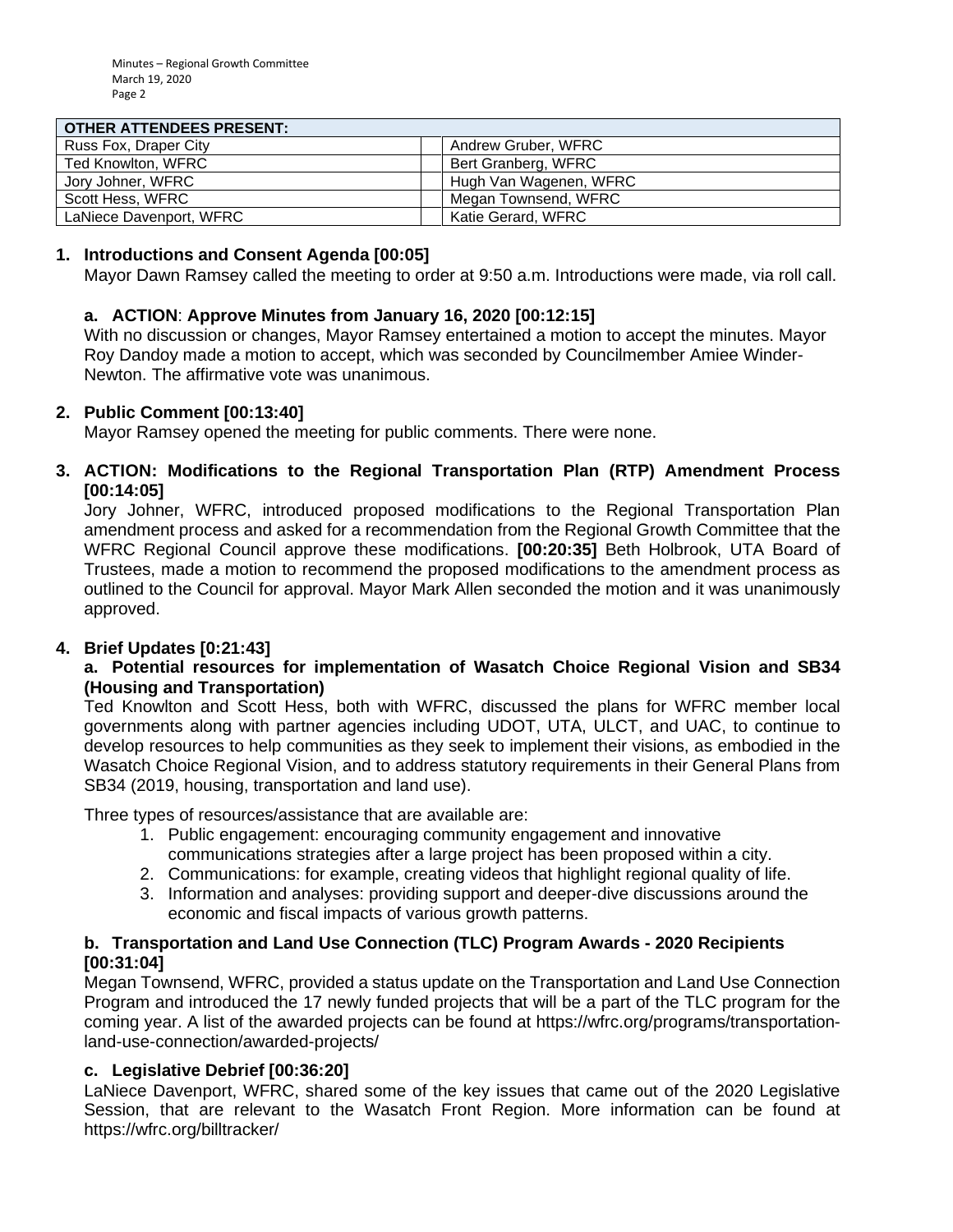| OTHER ATTENDEES PRESENT: | | |
|---|---|---|
| Russ Fox, Draper City | | Andrew Gruber, WFRC |
| Ted Knowlton, WFRC | | Bert Granberg, WFRC |
| Jory Johner, WFRC | | Hugh Van Wagenen, WFRC |
| Scott Hess, WFRC | | Megan Townsend, WFRC |
| LaNiece Davenport, WFRC | | Katie Gerard, WFRC |

**1. Introductions and Consent Agenda [00:05]**

Mayor Dawn Ramsey called the meeting to order at 9:50 a.m. Introductions were made, via roll call.

**a. ACTION: Approve Minutes from January 16, 2020 [00:12:15]**

With no discussion or changes, Mayor Ramsey entertained a motion to accept the minutes. Mayor Roy Dandoy made a motion to accept, which was seconded by Councilmember Amiee Winder-Newton. The affirmative vote was unanimous.

**2. Public Comment [00:13:40]**

Mayor Ramsey opened the meeting for public comments. There were none.

**3. ACTION: Modifications to the Regional Transportation Plan (RTP) Amendment Process [00:14:05]**

Jory Johner, WFRC, introduced proposed modifications to the Regional Transportation Plan amendment process and asked for a recommendation from the Regional Growth Committee that the WFRC Regional Council approve these modifications. **[00:20:35]** Beth Holbrook, UTA Board of Trustees, made a motion to recommend the proposed modifications to the amendment process as outlined to the Council for approval. Mayor Mark Allen seconded the motion and it was unanimously approved.

**4. Brief Updates [0:21:43]**

**a. Potential resources for implementation of Wasatch Choice Regional Vision and SB34 (Housing and Transportation)**

Ted Knowlton and Scott Hess, both with WFRC, discussed the plans for WFRC member local governments along with partner agencies including UDOT, UTA, ULCT, and UAC, to continue to develop resources to help communities as they seek to implement their visions, as embodied in the Wasatch Choice Regional Vision, and to address statutory requirements in their General Plans from SB34 (2019, housing, transportation and land use).

Three types of resources/assistance that are available are:

1. Public engagement: encouraging community engagement and innovative communications strategies after a large project has been proposed within a city.
2. Communications: for example, creating videos that highlight regional quality of life.
3. Information and analyses: providing support and deeper-dive discussions around the economic and fiscal impacts of various growth patterns.

**b. Transportation and Land Use Connection (TLC) Program Awards - 2020 Recipients [00:31:04]**

Megan Townsend, WFRC, provided a status update on the Transportation and Land Use Connection Program and introduced the 17 newly funded projects that will be a part of the TLC program for the coming year. A list of the awarded projects can be found at https://wfrc.org/programs/transportation-land-use-connection/awarded-projects/

**c. Legislative Debrief [00:36:20]**

LaNiece Davenport, WFRC, shared some of the key issues that came out of the 2020 Legislative Session, that are relevant to the Wasatch Front Region. More information can be found at https://wfrc.org/billtracker/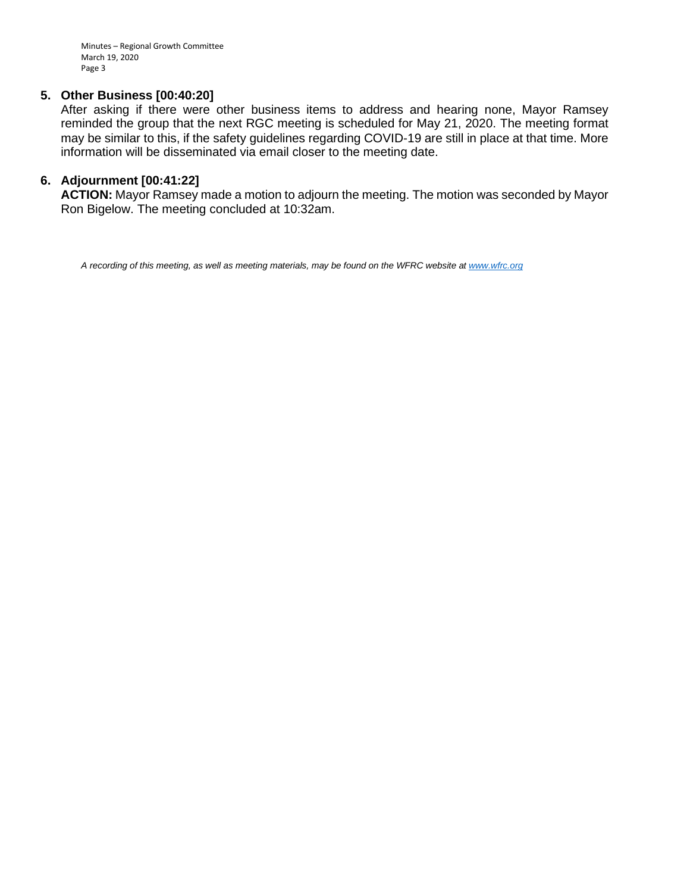## 5. Other Business [00:40:20]

After asking if there were other business items to address and hearing none, Mayor Ramsey reminded the group that the next RGC meeting is scheduled for May 21, 2020. The meeting format may be similar to this, if the safety guidelines regarding COVID-19 are still in place at that time. More information will be disseminated via email closer to the meeting date.

## 6. Adjournment [00:41:22]

**ACTION:** Mayor Ramsey made a motion to adjourn the meeting. The motion was seconded by Mayor Ron Bigelow. The meeting concluded at 10:32am.

*A recording of this meeting, as well as meeting materials, may be found on the WFRC website at [www.wfrc.org](http://www.wfrc.org)*